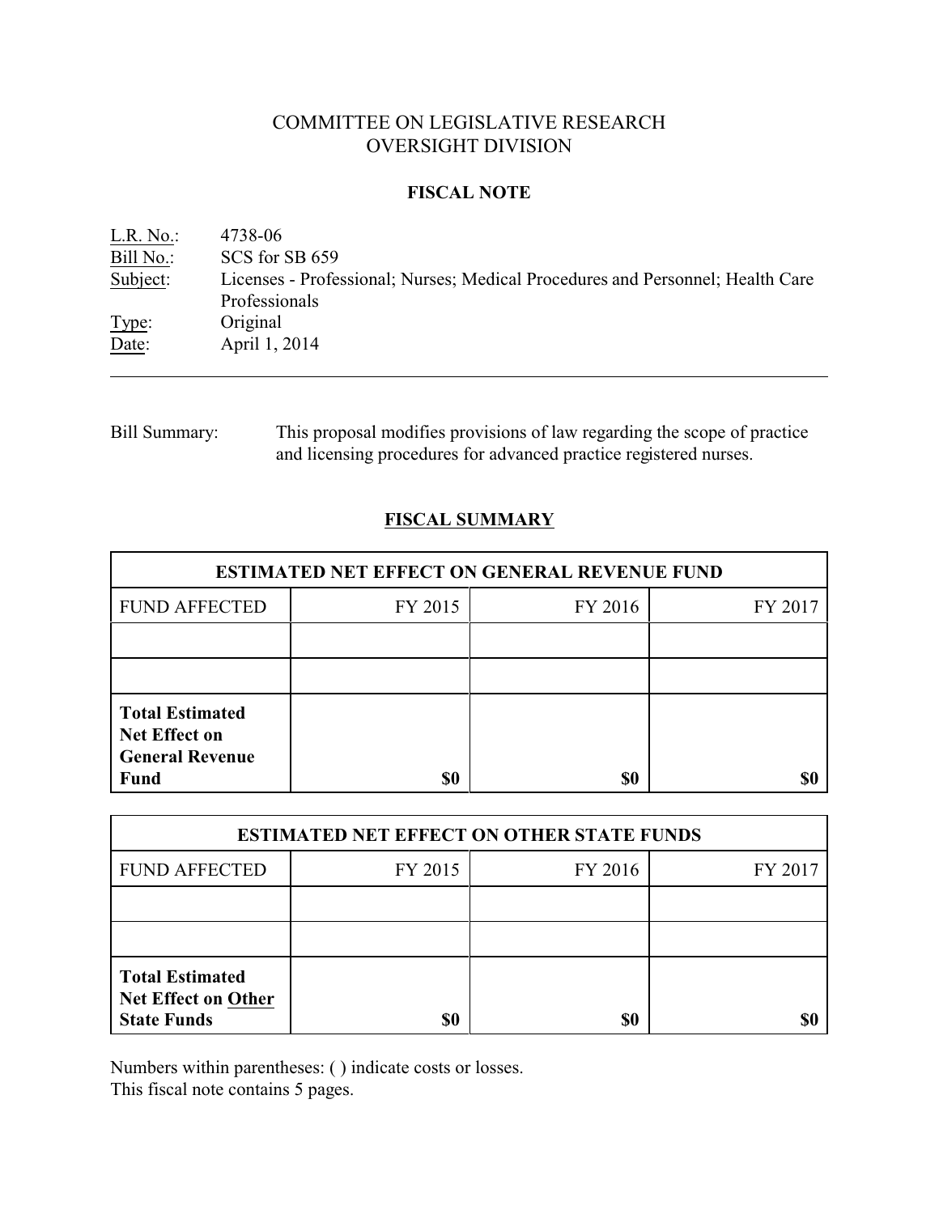# COMMITTEE ON LEGISLATIVE RESEARCH
# OVERSIGHT DIVISION

## FISCAL NOTE

L.R. No.: 4738-06
Bill No.: SCS for SB 659
Subject: Licenses - Professional; Nurses; Medical Procedures and Personnel; Health Care Professionals
Type: Original
Date: April 1, 2014

---

Bill Summary: This proposal modifies provisions of law regarding the scope of practice and licensing procedures for advanced practice registered nurses.

## FISCAL SUMMARY

| ESTIMATED NET EFFECT ON GENERAL REVENUE FUND | | | |
|---|---|---|---|
| FUND AFFECTED | FY 2015 | FY 2016 | FY 2017 |
| | | | |
| | | | |
| **Total Estimated Net Effect on General Revenue Fund** | **$0** | **$0** | **$0** |

| ESTIMATED NET EFFECT ON OTHER STATE FUNDS | | | |
|---|---|---|---|
| FUND AFFECTED | FY 2015 | FY 2016 | FY 2017 |
| | | | |
| | | | |
| **Total Estimated Net Effect on Other State Funds** | **$0** | **$0** | **$0** |

Numbers within parentheses: ( ) indicate costs or losses.
This fiscal note contains 5 pages.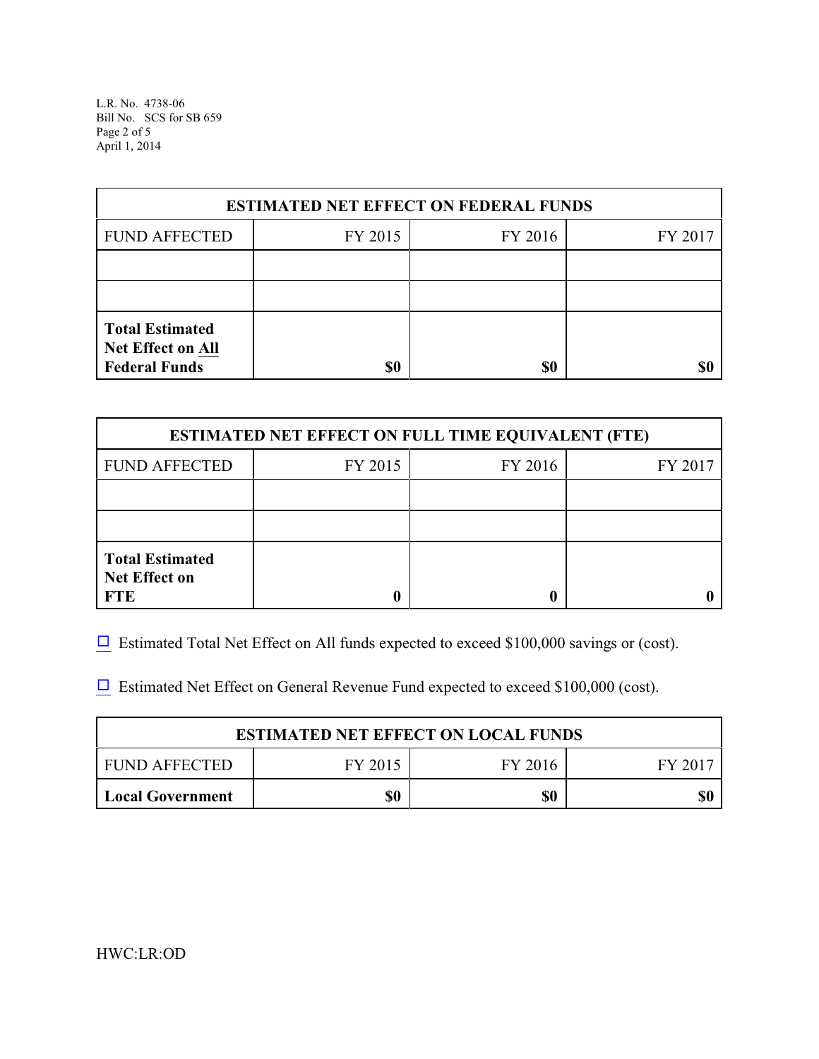| ESTIMATED NET EFFECT ON FEDERAL FUNDS | | | |
|---|---|---|---|
| FUND AFFECTED | FY 2015 | FY 2016 | FY 2017 |
| | | | |
| | | | |
| **Total Estimated Net Effect on All Federal Funds** | **$0** | **$0** | **$0** |

| ESTIMATED NET EFFECT ON FULL TIME EQUIVALENT (FTE) | | | |
|---|---|---|---|
| FUND AFFECTED | FY 2015 | FY 2016 | FY 2017 |
| | | | |
| | | | |
| **Total Estimated Net Effect on FTE** | **0** | **0** | **0** |

☐ Estimated Total Net Effect on All funds expected to exceed $100,000 savings or (cost).

☐ Estimated Net Effect on General Revenue Fund expected to exceed $100,000 (cost).

| ESTIMATED NET EFFECT ON LOCAL FUNDS | | | |
|---|---|---|---|
| FUND AFFECTED | FY 2015 | FY 2016 | FY 2017 |
| **Local Government** | **$0** | **$0** | **$0** |

HWC:LR:OD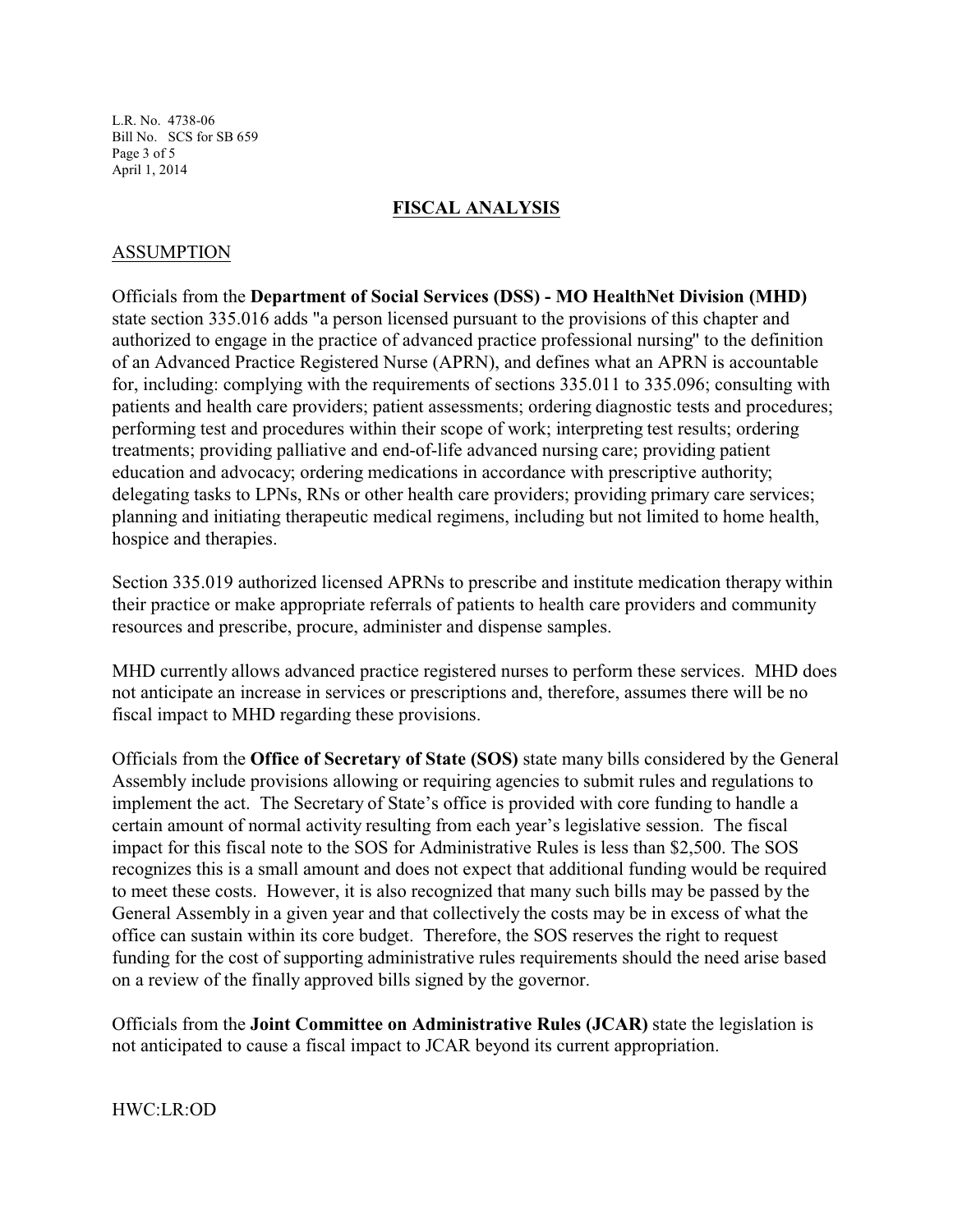## FISCAL ANALYSIS

### ASSUMPTION

Officials from the **Department of Social Services (DSS) - MO HealthNet Division (MHD)** state section 335.016 adds "a person licensed pursuant to the provisions of this chapter and authorized to engage in the practice of advanced practice professional nursing" to the definition of an Advanced Practice Registered Nurse (APRN), and defines what an APRN is accountable for, including: complying with the requirements of sections 335.011 to 335.096; consulting with patients and health care providers; patient assessments; ordering diagnostic tests and procedures; performing test and procedures within their scope of work; interpreting test results; ordering treatments; providing palliative and end-of-life advanced nursing care; providing patient education and advocacy; ordering medications in accordance with prescriptive authority; delegating tasks to LPNs, RNs or other health care providers; providing primary care services; planning and initiating therapeutic medical regimens, including but not limited to home health, hospice and therapies.

Section 335.019 authorized licensed APRNs to prescribe and institute medication therapy within their practice or make appropriate referrals of patients to health care providers and community resources and prescribe, procure, administer and dispense samples.

MHD currently allows advanced practice registered nurses to perform these services. MHD does not anticipate an increase in services or prescriptions and, therefore, assumes there will be no fiscal impact to MHD regarding these provisions.

Officials from the **Office of Secretary of State (SOS)** state many bills considered by the General Assembly include provisions allowing or requiring agencies to submit rules and regulations to implement the act. The Secretary of State's office is provided with core funding to handle a certain amount of normal activity resulting from each year's legislative session. The fiscal impact for this fiscal note to the SOS for Administrative Rules is less than $2,500. The SOS recognizes this is a small amount and does not expect that additional funding would be required to meet these costs. However, it is also recognized that many such bills may be passed by the General Assembly in a given year and that collectively the costs may be in excess of what the office can sustain within its core budget. Therefore, the SOS reserves the right to request funding for the cost of supporting administrative rules requirements should the need arise based on a review of the finally approved bills signed by the governor.

Officials from the **Joint Committee on Administrative Rules (JCAR)** state the legislation is not anticipated to cause a fiscal impact to JCAR beyond its current appropriation.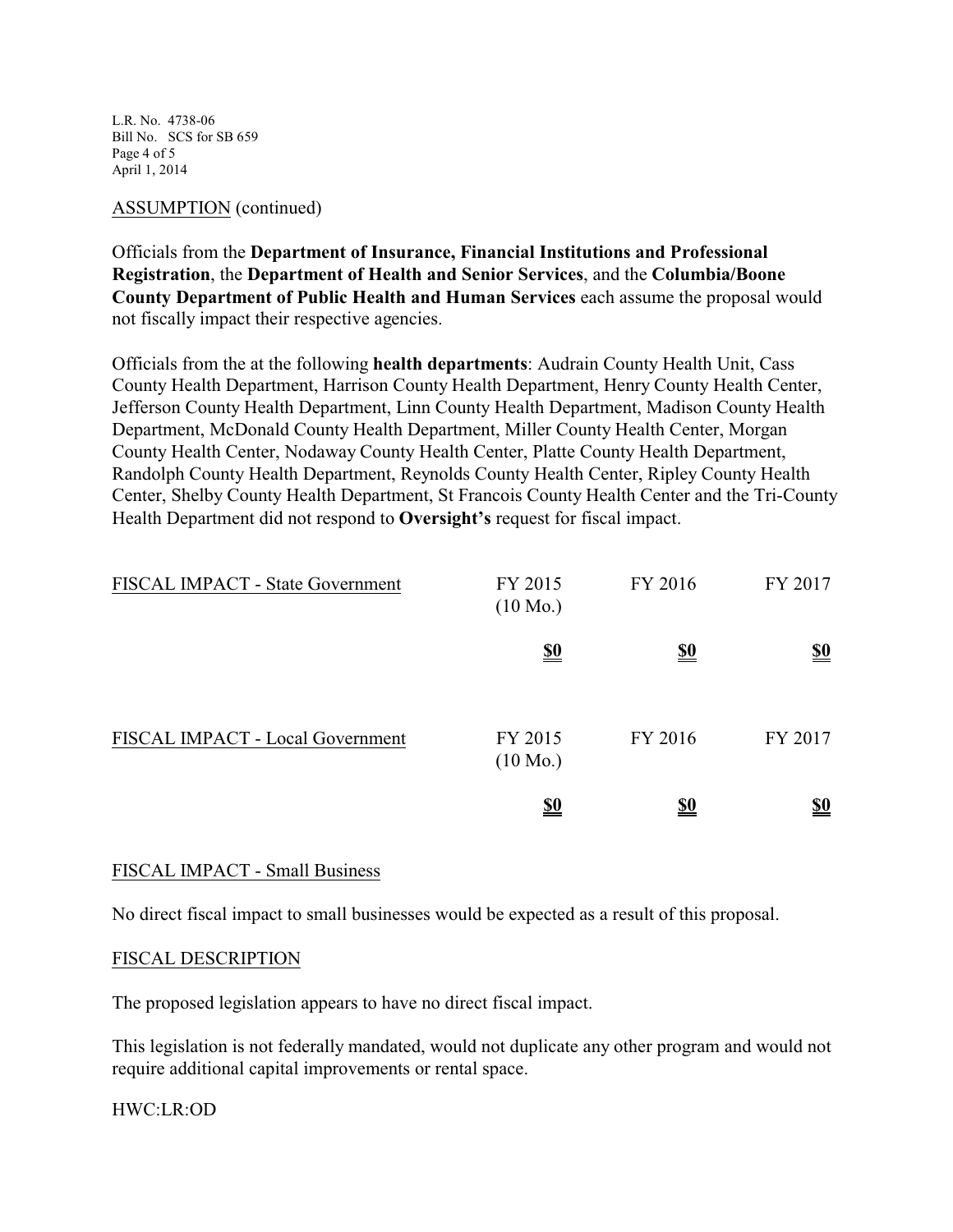ASSUMPTION (continued)

Officials from the **Department of Insurance, Financial Institutions and Professional Registration**, the **Department of Health and Senior Services**, and the **Columbia/Boone County Department of Public Health and Human Services** each assume the proposal would not fiscally impact their respective agencies.

Officials from the at the following **health departments**: Audrain County Health Unit, Cass County Health Department, Harrison County Health Department, Henry County Health Center, Jefferson County Health Department, Linn County Health Department, Madison County Health Department, McDonald County Health Department, Miller County Health Center, Morgan County Health Center, Nodaway County Health Center, Platte County Health Department, Randolph County Health Department, Reynolds County Health Center, Ripley County Health Center, Shelby County Health Department, St Francois County Health Center and the Tri-County Health Department did not respond to **Oversight's** request for fiscal impact.

| FISCAL IMPACT - State Government | FY 2015 (10 Mo.) | FY 2016 | FY 2017 |
|---|---|---|---|
| | **$0** | **$0** | **$0** |

| FISCAL IMPACT - Local Government | FY 2015 (10 Mo.) | FY 2016 | FY 2017 |
|---|---|---|---|
| | **$0** | **$0** | **$0** |

FISCAL IMPACT - Small Business

No direct fiscal impact to small businesses would be expected as a result of this proposal.

FISCAL DESCRIPTION

The proposed legislation appears to have no direct fiscal impact.

This legislation is not federally mandated, would not duplicate any other program and would not require additional capital improvements or rental space.

HWC:LR:OD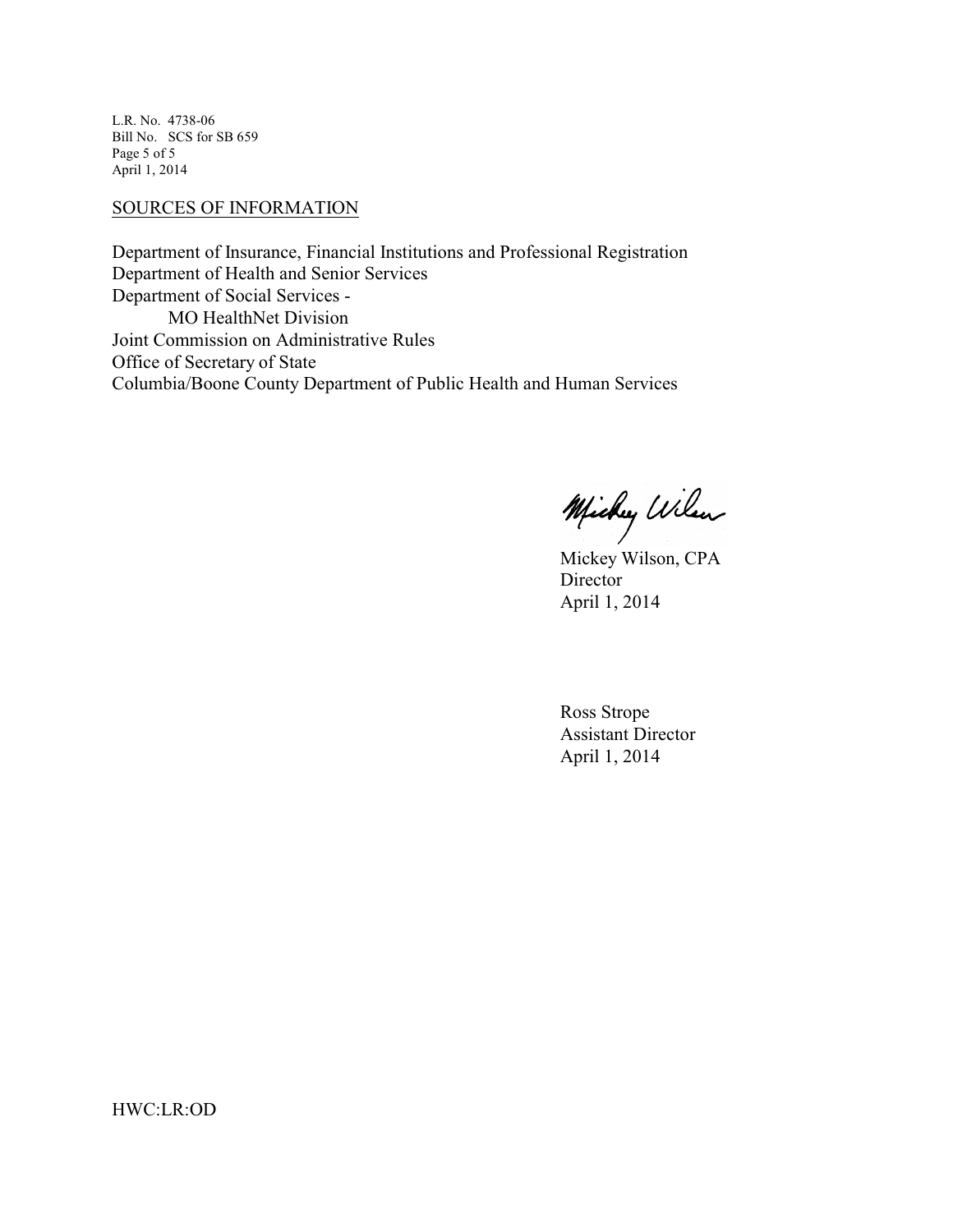## SOURCES OF INFORMATION

Department of Insurance, Financial Institutions and Professional Registration
Department of Health and Senior Services
Department of Social Services -
    MO HealthNet Division
Joint Commission on Administrative Rules
Office of Secretary of State
Columbia/Boone County Department of Public Health and Human Services

Mickey Wilson, CPA
Director
April 1, 2014

Ross Strope
Assistant Director
April 1, 2014

HWC:LR:OD